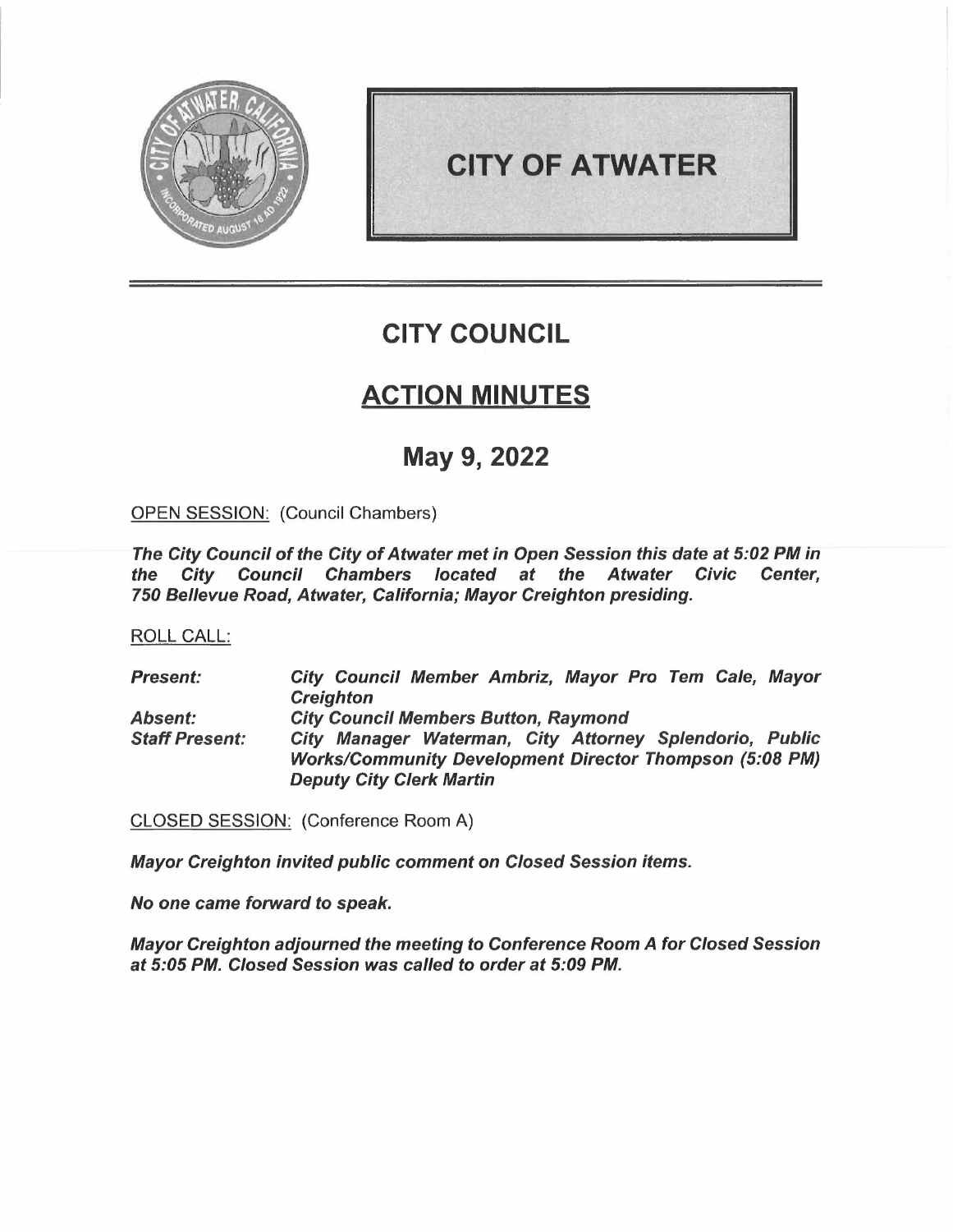# CITY OF ATWATER

## CITY COUNCIL

## ACTION MINUTES

## May 9, 2022

OPEN SESSION: (Council Chambers)

***The City Council of the City of Atwater met in Open Session this date at 5:02 PM in the City Council Chambers located at the Atwater Civic Center, 750 Bellevue Road, Atwater, California; Mayor Creighton presiding.***

ROLL CALL:

| | |
|---|---|
| ***Present:*** | ***City Council Member Ambriz, Mayor Pro Tem Cale, Mayor Creighton*** |
| ***Absent:*** | ***City Council Members Button, Raymond*** |
| ***Staff Present:*** | ***City Manager Waterman, City Attorney Splendorio, Public Works/Community Development Director Thompson (5:08 PM) Deputy City Clerk Martin*** |

CLOSED SESSION: (Conference Room A)

***Mayor Creighton invited public comment on Closed Session items.***

***No one came forward to speak.***

***Mayor Creighton adjourned the meeting to Conference Room A for Closed Session at 5:05 PM. Closed Session was called to order at 5:09 PM.***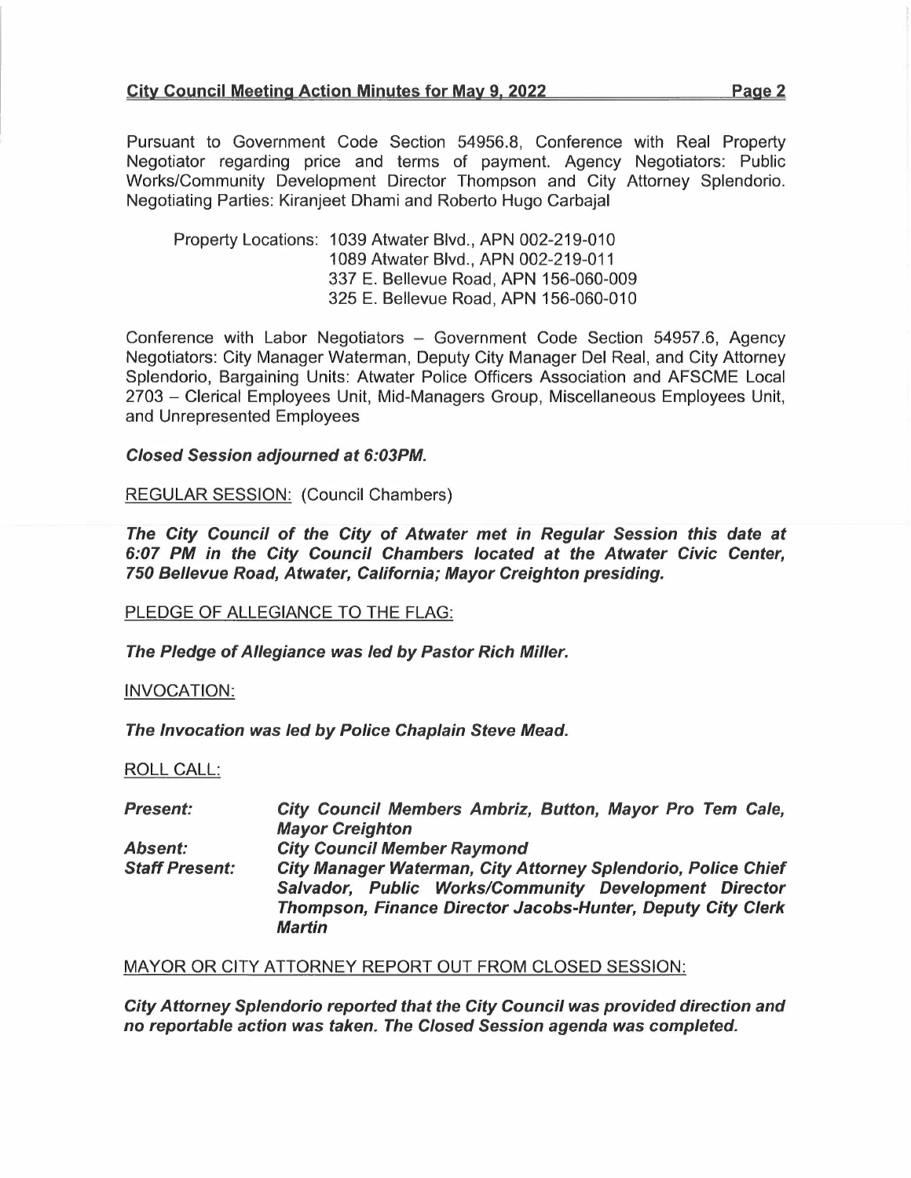Pursuant to Government Code Section 54956.8, Conference with Real Property Negotiator regarding price and terms of payment. Agency Negotiators: Public Works/Community Development Director Thompson and City Attorney Splendorio. Negotiating Parties: Kiranjeet Dhami and Roberto Hugo Carbajal

Property Locations: 1039 Atwater Blvd., APN 002-219-010
1089 Atwater Blvd., APN 002-219-011
337 E. Bellevue Road, APN 156-060-009
325 E. Bellevue Road, APN 156-060-010

Conference with Labor Negotiators – Government Code Section 54957.6, Agency Negotiators: City Manager Waterman, Deputy City Manager Del Real, and City Attorney Splendorio, Bargaining Units: Atwater Police Officers Association and AFSCME Local 2703 – Clerical Employees Unit, Mid-Managers Group, Miscellaneous Employees Unit, and Unrepresented Employees

***Closed Session adjourned at 6:03PM.***

REGULAR SESSION: (Council Chambers)

***The City Council of the City of Atwater met in Regular Session this date at 6:07 PM in the City Council Chambers located at the Atwater Civic Center, 750 Bellevue Road, Atwater, California; Mayor Creighton presiding.***

PLEDGE OF ALLEGIANCE TO THE FLAG:

***The Pledge of Allegiance was led by Pastor Rich Miller.***

INVOCATION:

***The Invocation was led by Police Chaplain Steve Mead.***

ROLL CALL:

***Present:*** ***City Council Members Ambriz, Button, Mayor Pro Tem Cale, Mayor Creighton***
***Absent:*** ***City Council Member Raymond***
***Staff Present:*** ***City Manager Waterman, City Attorney Splendorio, Police Chief Salvador, Public Works/Community Development Director Thompson, Finance Director Jacobs-Hunter, Deputy City Clerk Martin***

MAYOR OR CITY ATTORNEY REPORT OUT FROM CLOSED SESSION:

***City Attorney Splendorio reported that the City Council was provided direction and no reportable action was taken. The Closed Session agenda was completed.***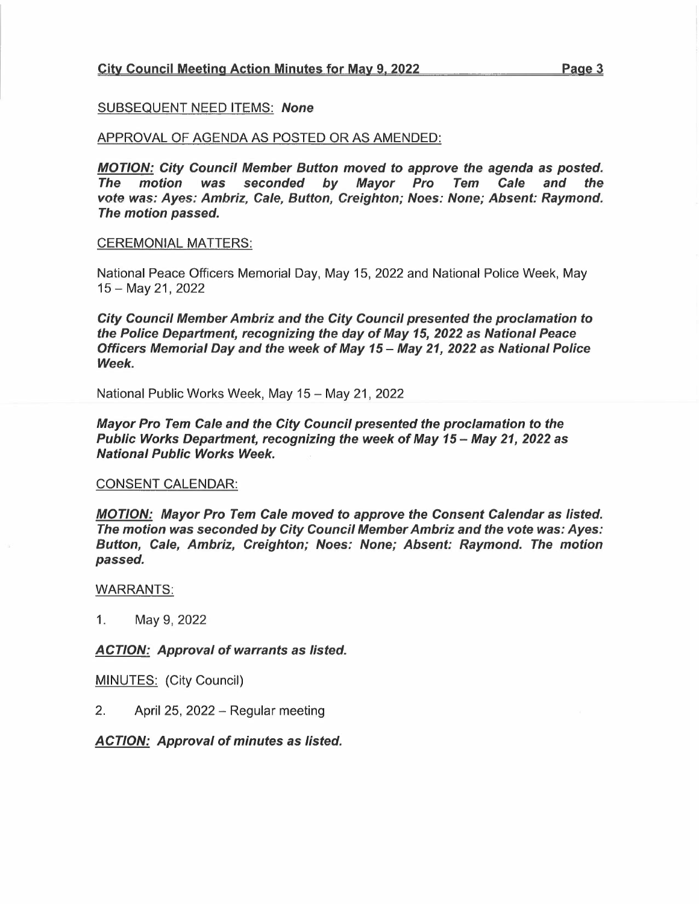SUBSEQUENT NEED ITEMS: ***None***

APPROVAL OF AGENDA AS POSTED OR AS AMENDED:

***MOTION:** City Council Member Button moved to approve the agenda as posted. The motion was seconded by Mayor Pro Tem Cale and the vote was: Ayes: Ambriz, Cale, Button, Creighton; Noes: None; Absent: Raymond. The motion passed.*

CEREMONIAL MATTERS:

National Peace Officers Memorial Day, May 15, 2022 and National Police Week, May 15 – May 21, 2022

***City Council Member Ambriz and the City Council presented the proclamation to the Police Department, recognizing the day of May 15, 2022 as National Peace Officers Memorial Day and the week of May 15 – May 21, 2022 as National Police Week.***

National Public Works Week, May 15 – May 21, 2022

***Mayor Pro Tem Cale and the City Council presented the proclamation to the Public Works Department, recognizing the week of May 15 – May 21, 2022 as National Public Works Week.***

CONSENT CALENDAR:

***MOTION:** Mayor Pro Tem Cale moved to approve the Consent Calendar as listed. The motion was seconded by City Council Member Ambriz and the vote was: Ayes: Button, Cale, Ambriz, Creighton; Noes: None; Absent: Raymond. The motion passed.*

WARRANTS:

1. May 9, 2022

***ACTION:** Approval of warrants as listed.*

MINUTES: (City Council)

2. April 25, 2022 – Regular meeting

***ACTION:** Approval of minutes as listed.*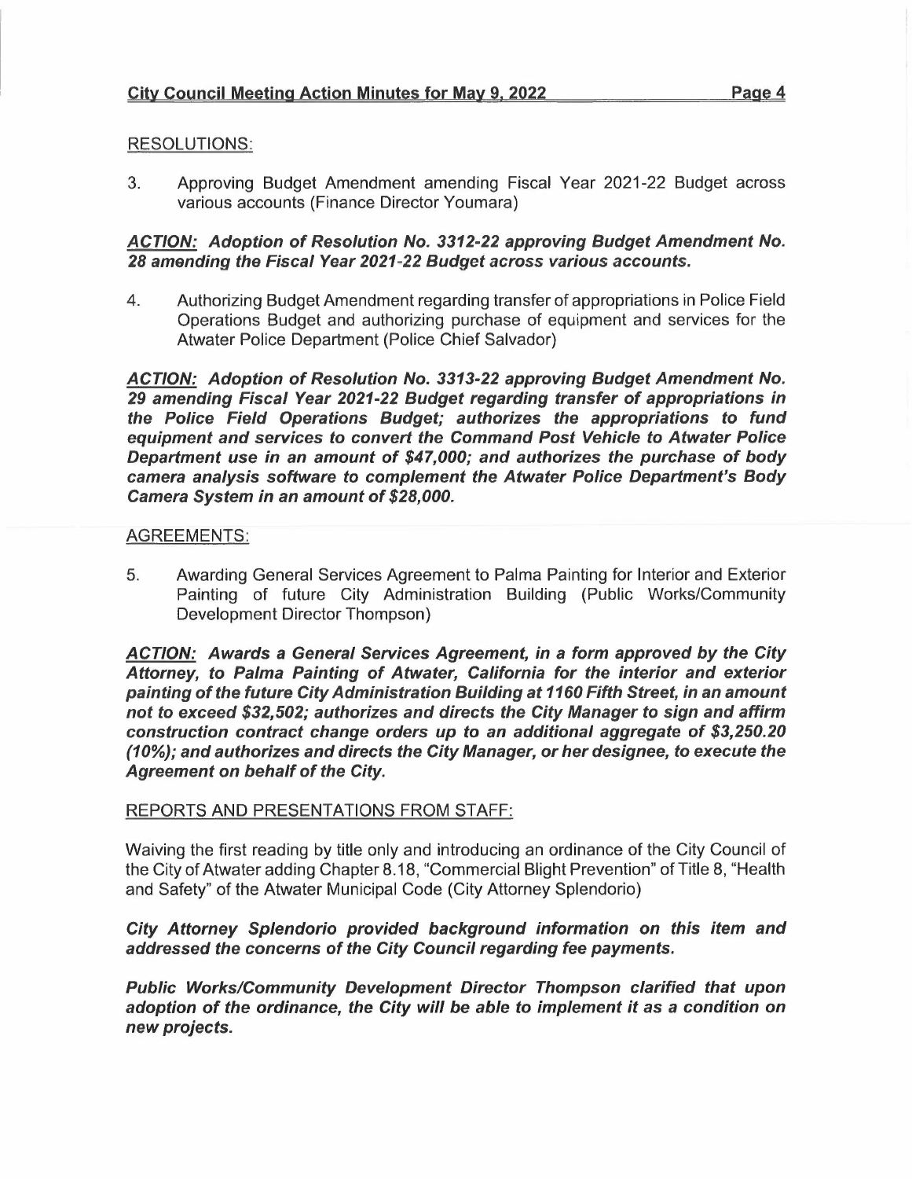RESOLUTIONS:

3. Approving Budget Amendment amending Fiscal Year 2021-22 Budget across various accounts (Finance Director Youmara)

***ACTION:*** ***Adoption of Resolution No. 3312-22 approving Budget Amendment No. 28 amending the Fiscal Year 2021-22 Budget across various accounts.***

4. Authorizing Budget Amendment regarding transfer of appropriations in Police Field Operations Budget and authorizing purchase of equipment and services for the Atwater Police Department (Police Chief Salvador)

***ACTION:*** ***Adoption of Resolution No. 3313-22 approving Budget Amendment No. 29 amending Fiscal Year 2021-22 Budget regarding transfer of appropriations in the Police Field Operations Budget; authorizes the appropriations to fund equipment and services to convert the Command Post Vehicle to Atwater Police Department use in an amount of $47,000; and authorizes the purchase of body camera analysis software to complement the Atwater Police Department's Body Camera System in an amount of $28,000.***

AGREEMENTS:

5. Awarding General Services Agreement to Palma Painting for Interior and Exterior Painting of future City Administration Building (Public Works/Community Development Director Thompson)

***ACTION:*** ***Awards a General Services Agreement, in a form approved by the City Attorney, to Palma Painting of Atwater, California for the interior and exterior painting of the future City Administration Building at 1160 Fifth Street, in an amount not to exceed $32,502; authorizes and directs the City Manager to sign and affirm construction contract change orders up to an additional aggregate of $3,250.20 (10%); and authorizes and directs the City Manager, or her designee, to execute the Agreement on behalf of the City.***

REPORTS AND PRESENTATIONS FROM STAFF:

Waiving the first reading by title only and introducing an ordinance of the City Council of the City of Atwater adding Chapter 8.18, "Commercial Blight Prevention" of Title 8, "Health and Safety" of the Atwater Municipal Code (City Attorney Splendorio)

***City Attorney Splendorio provided background information on this item and addressed the concerns of the City Council regarding fee payments.***

***Public Works/Community Development Director Thompson clarified that upon adoption of the ordinance, the City will be able to implement it as a condition on new projects.***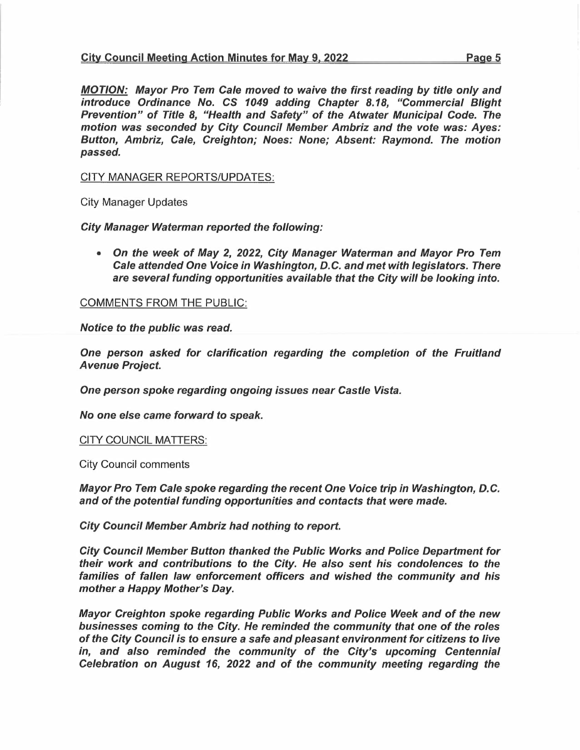***MOTION:*** ***Mayor Pro Tem Cale moved to waive the first reading by title only and introduce Ordinance No. CS 1049 adding Chapter 8.18, "Commercial Blight Prevention" of Title 8, "Health and Safety" of the Atwater Municipal Code. The motion was seconded by City Council Member Ambriz and the vote was: Ayes: Button, Ambriz, Cale, Creighton; Noes: None; Absent: Raymond. The motion passed.***

CITY MANAGER REPORTS/UPDATES:

City Manager Updates

***City Manager Waterman reported the following:***

- ***On the week of May 2, 2022, City Manager Waterman and Mayor Pro Tem Cale attended One Voice in Washington, D.C. and met with legislators. There are several funding opportunities available that the City will be looking into.***

COMMENTS FROM THE PUBLIC:

***Notice to the public was read.***

***One person asked for clarification regarding the completion of the Fruitland Avenue Project.***

***One person spoke regarding ongoing issues near Castle Vista.***

***No one else came forward to speak.***

CITY COUNCIL MATTERS:

City Council comments

***Mayor Pro Tem Cale spoke regarding the recent One Voice trip in Washington, D.C. and of the potential funding opportunities and contacts that were made.***

***City Council Member Ambriz had nothing to report.***

***City Council Member Button thanked the Public Works and Police Department for their work and contributions to the City. He also sent his condolences to the families of fallen law enforcement officers and wished the community and his mother a Happy Mother's Day.***

***Mayor Creighton spoke regarding Public Works and Police Week and of the new businesses coming to the City. He reminded the community that one of the roles of the City Council is to ensure a safe and pleasant environment for citizens to live in, and also reminded the community of the City's upcoming Centennial Celebration on August 16, 2022 and of the community meeting regarding the***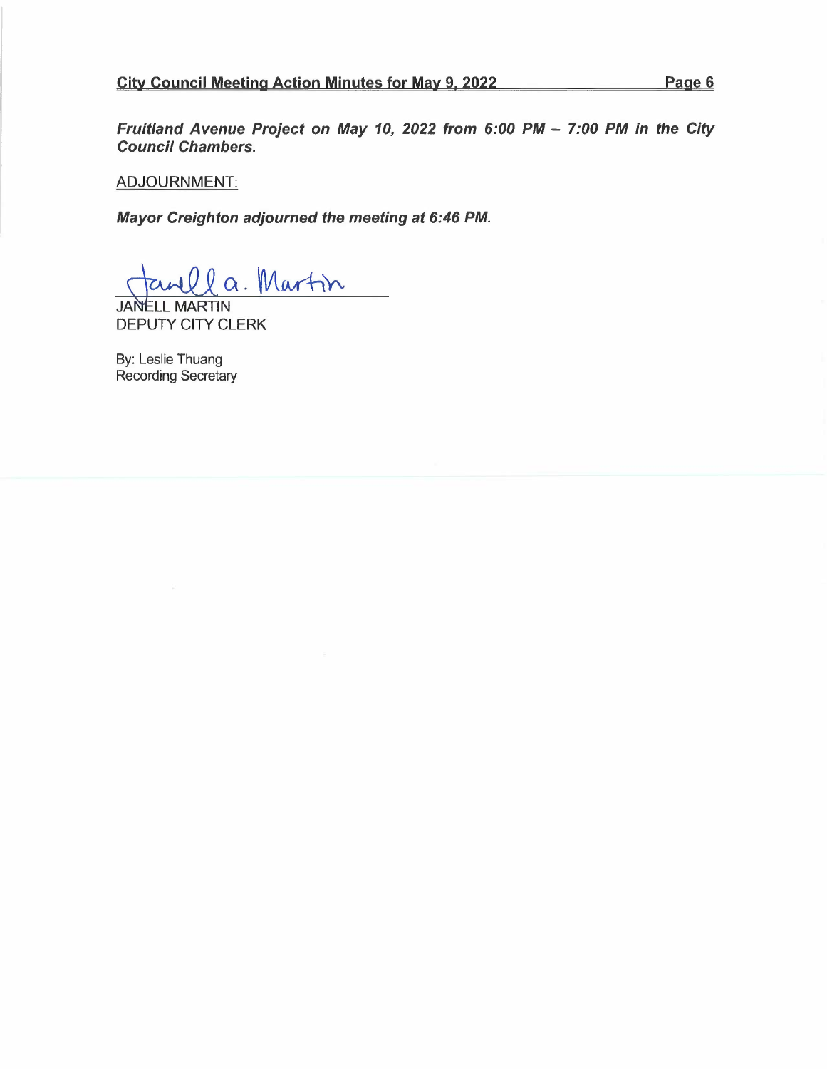***Fruitland Avenue Project on May 10, 2022 from 6:00 PM – 7:00 PM in the City Council Chambers.***

ADJOURNMENT:

***Mayor Creighton adjourned the meeting at 6:46 PM.***

Janell a. Martin

JANELL MARTIN
DEPUTY CITY CLERK

By: Leslie Thuang
Recording Secretary